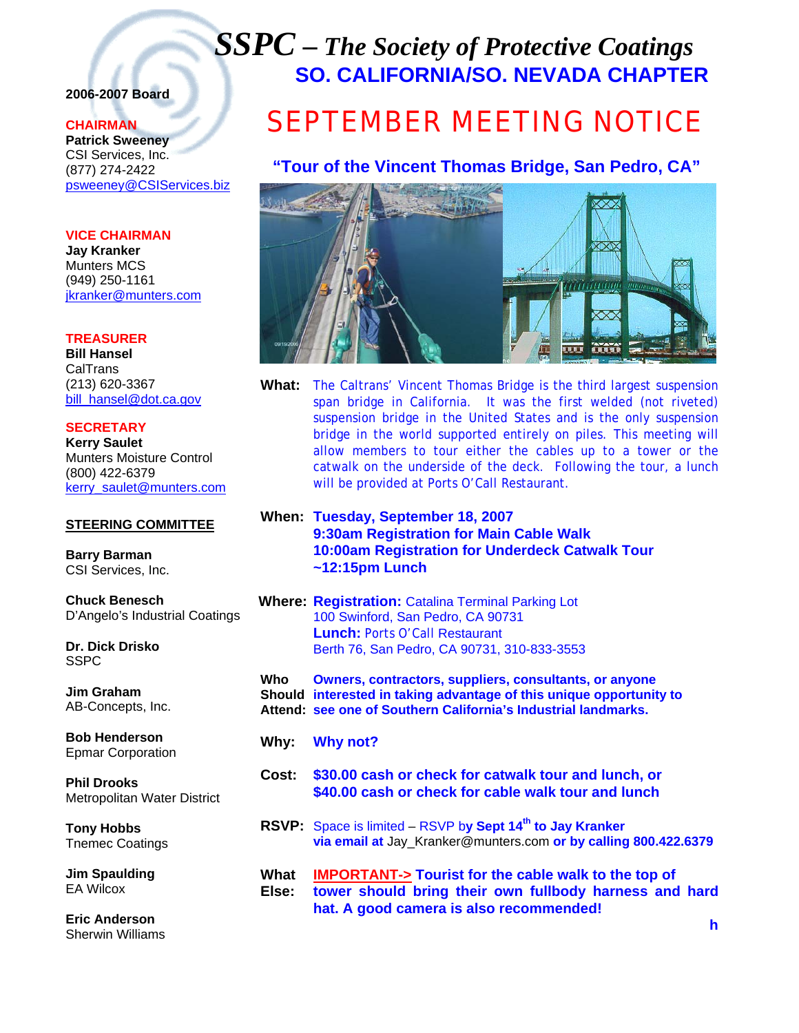# *SSPC – The Society of Protective Coatings*

## SO. CALIFORNIA/SO. NEVADA CHAPTER

# SEPTEMBER MEETING NOTICE

## "Tour of the Vincent Thomas Bridge, San Pedro, CA"

**What:** The Caltrans' Vincent Thomas Bridge is the third largest suspension span bridge in California. It was the first welded (not riveted) suspension bridge in the United States and is the only suspension bridge in the world supported entirely on piles. This meeting will allow members to tour either the cables up to a tower or the catwalk on the underside of the deck. Following the tour, a lunch will be provided at Ports O'Call Restaurant.

**When:** **Tuesday, September 18, 2007**
**9:30am Registration for Main Cable Walk**
**10:00am Registration for Underdeck Catwalk Tour**
**~12:15pm Lunch**

**Where:** **Registration:** Catalina Terminal Parking Lot
100 Swinford, San Pedro, CA 90731
**Lunch:** Ports O'Call Restaurant
Berth 76, San Pedro, CA 90731, 310-833-3553

**Who Should Attend:** **Owners, contractors, suppliers, consultants, or anyone interested in taking advantage of this unique opportunity to see one of Southern California's Industrial landmarks.**

**Why:** **Why not?**

**Cost:** **$30.00 cash or check for catwalk tour and lunch, or**
**$40.00 cash or check for cable walk tour and lunch**

**RSVP:** Space is limited – RSVP b**y Sept 14th to Jay Kranker**
**via email at** Jay_Kranker@munters.com **or by calling 800.422.6379**

**What Else:** **IMPORTANT-> Tourist for the cable walk to the top of tower should bring their own fullbody harness and hard hat. A good camera is also recommended!**

**h**

---

**2006-2007 Board**

**CHAIRMAN**
**Patrick Sweeney**
CSI Services, Inc.
(877) 274-2422
psweeney@CSIServices.biz

**VICE CHAIRMAN**
**Jay Kranker**
Munters MCS
(949) 250-1161
jkranker@munters.com

**TREASURER**
**Bill Hansel**
CalTrans
(213) 620-3367
bill_hansel@dot.ca.gov

**SECRETARY**
**Kerry Saulet**
Munters Moisture Control
(800) 422-6379
kerry_saulet@munters.com

**STEERING COMMITTEE**

**Barry Barman**
CSI Services, Inc.

**Chuck Benesch**
D'Angelo's Industrial Coatings

**Dr. Dick Drisko**
SSPC

**Jim Graham**
AB-Concepts, Inc.

**Bob Henderson**
Epmar Corporation

**Phil Drooks**
Metropolitan Water District

**Tony Hobbs**
Tnemec Coatings

**Jim Spaulding**
EA Wilcox

**Eric Anderson**
Sherwin Williams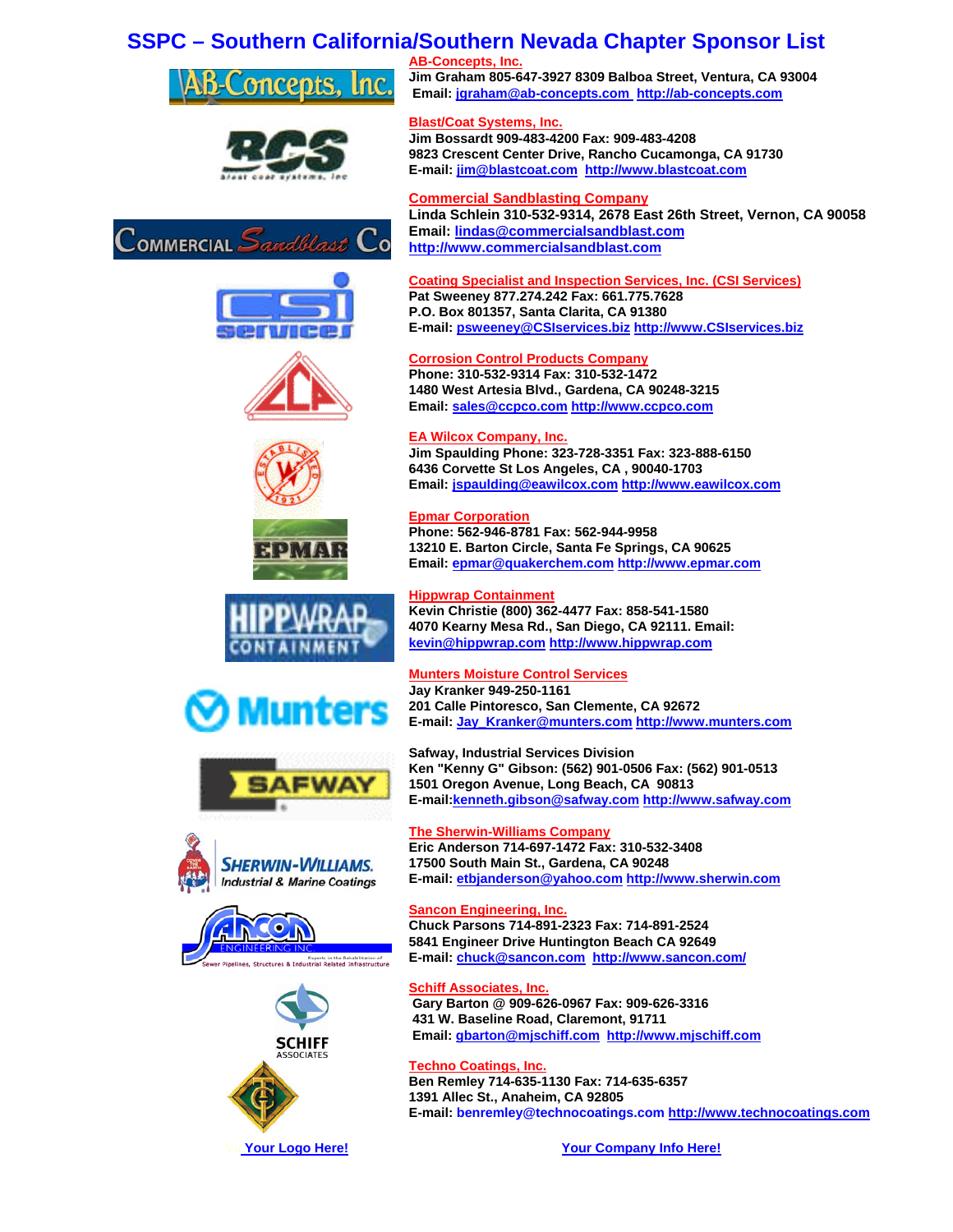# SSPC – Southern California/Southern Nevada Chapter Sponsor List

**AB-Concepts, Inc.**
**Jim Graham 805-647-3927 8309 Balboa Street, Ventura, CA 93004**
**Email: jgraham@ab-concepts.com http://ab-concepts.com**

**Blast/Coat Systems, Inc.**
**Jim Bossardt 909-483-4200 Fax: 909-483-4208**
**9823 Crescent Center Drive, Rancho Cucamonga, CA 91730**
**E-mail: jim@blastcoat.com http://www.blastcoat.com**

**Commercial Sandblasting Company**
**Linda Schlein 310-532-9314, 2678 East 26th Street, Vernon, CA 90058**
**Email: lindas@commercialsandblast.com**
**http://www.commercialsandblast.com**

**Coating Specialist and Inspection Services, Inc. (CSI Services)**
**Pat Sweeney 877.274.242 Fax: 661.775.7628**
**P.O. Box 801357, Santa Clarita, CA 91380**
**E-mail: psweeney@CSIservices.biz http://www.CSIservices.biz**

**Corrosion Control Products Company**
**Phone: 310-532-9314 Fax: 310-532-1472**
**1480 West Artesia Blvd., Gardena, CA 90248-3215**
**Email: sales@ccpco.com http://www.ccpco.com**

**EA Wilcox Company, Inc.**
**Jim Spaulding Phone: 323-728-3351 Fax: 323-888-6150**
**6436 Corvette St Los Angeles, CA , 90040-1703**
**Email: jspaulding@eawilcox.com http://www.eawilcox.com**

**Epmar Corporation**
**Phone: 562-946-8781 Fax: 562-944-9958**
**13210 E. Barton Circle, Santa Fe Springs, CA 90625**
**Email: epmar@quakerchem.com http://www.epmar.com**

**Hippwrap Containment**
**Kevin Christie (800) 362-4477 Fax: 858-541-1580**
**4070 Kearny Mesa Rd., San Diego, CA 92111. Email:**
**kevin@hippwrap.com http://www.hippwrap.com**

**Munters Moisture Control Services**
**Jay Kranker 949-250-1161**
**201 Calle Pintoresco, San Clemente, CA 92672**
**E-mail: Jay_Kranker@munters.com http://www.munters.com**

**Safway, Industrial Services Division**
**Ken "Kenny G" Gibson: (562) 901-0506 Fax: (562) 901-0513**
**1501 Oregon Avenue, Long Beach, CA 90813**
**E-mail:kenneth.gibson@safway.com http://www.safway.com**

**The Sherwin-Williams Company**
**Eric Anderson 714-697-1472 Fax: 310-532-3408**
**17500 South Main St., Gardena, CA 90248**
**E-mail: etbjanderson@yahoo.com http://www.sherwin.com**

**Sancon Engineering, Inc.**
**Chuck Parsons 714-891-2323 Fax: 714-891-2524**
**5841 Engineer Drive Huntington Beach CA 92649**
**E-mail: chuck@sancon.com http://www.sancon.com/**

**Schiff Associates, Inc.**
**Gary Barton @ 909-626-0967 Fax: 909-626-3316**
**431 W. Baseline Road, Claremont, 91711**
**Email: gbarton@mjschiff.com http://www.mjschiff.com**

**Techno Coatings, Inc.**
**Ben Remley 714-635-1130 Fax: 714-635-6357**
**1391 Allec St., Anaheim, CA 92805**
**E-mail: benremley@technocoatings.com http://www.technocoatings.com**

**Your Logo Here!** **Your Company Info Here!**